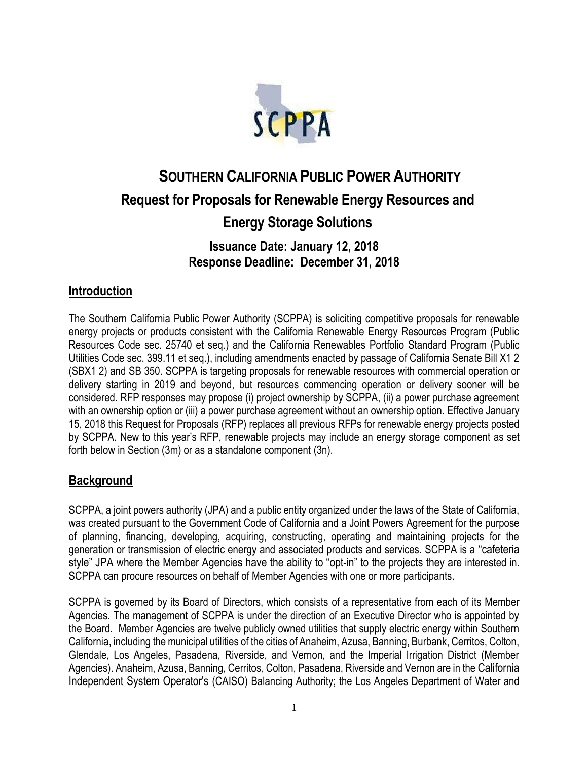# SOUTHERN CALIFORNIA PUBLIC POWER AUTHORITY

## Request for Proposals for Renewable Energy Resources and Energy Storage Solutions

### Issuance Date: January 12, 2018
### Response Deadline: December 31, 2018

## Introduction

The Southern California Public Power Authority (SCPPA) is soliciting competitive proposals for renewable energy projects or products consistent with the California Renewable Energy Resources Program (Public Resources Code sec. 25740 et seq.) and the California Renewables Portfolio Standard Program (Public Utilities Code sec. 399.11 et seq.), including amendments enacted by passage of California Senate Bill X1 2 (SBX1 2) and SB 350. SCPPA is targeting proposals for renewable resources with commercial operation or delivery starting in 2019 and beyond, but resources commencing operation or delivery sooner will be considered. RFP responses may propose (i) project ownership by SCPPA, (ii) a power purchase agreement with an ownership option or (iii) a power purchase agreement without an ownership option. Effective January 15, 2018 this Request for Proposals (RFP) replaces all previous RFPs for renewable energy projects posted by SCPPA. New to this year's RFP, renewable projects may include an energy storage component as set forth below in Section (3m) or as a standalone component (3n).

## Background

SCPPA, a joint powers authority (JPA) and a public entity organized under the laws of the State of California, was created pursuant to the Government Code of California and a Joint Powers Agreement for the purpose of planning, financing, developing, acquiring, constructing, operating and maintaining projects for the generation or transmission of electric energy and associated products and services. SCPPA is a "cafeteria style" JPA where the Member Agencies have the ability to "opt-in" to the projects they are interested in. SCPPA can procure resources on behalf of Member Agencies with one or more participants.

SCPPA is governed by its Board of Directors, which consists of a representative from each of its Member Agencies. The management of SCPPA is under the direction of an Executive Director who is appointed by the Board. Member Agencies are twelve publicly owned utilities that supply electric energy within Southern California, including the municipal utilities of the cities of Anaheim, Azusa, Banning, Burbank, Cerritos, Colton, Glendale, Los Angeles, Pasadena, Riverside, and Vernon, and the Imperial Irrigation District (Member Agencies). Anaheim, Azusa, Banning, Cerritos, Colton, Pasadena, Riverside and Vernon are in the California Independent System Operator's (CAISO) Balancing Authority; the Los Angeles Department of Water and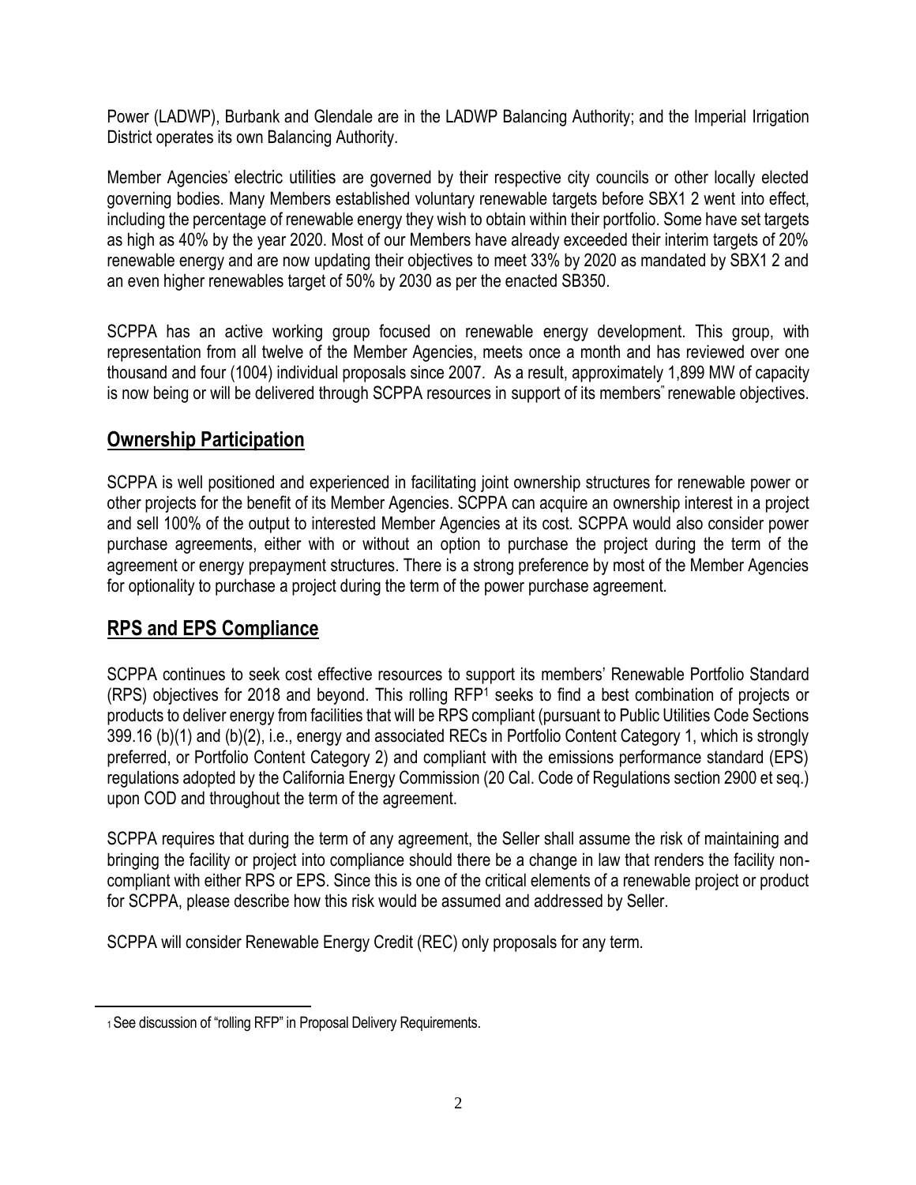Power (LADWP), Burbank and Glendale are in the LADWP Balancing Authority; and the Imperial Irrigation District operates its own Balancing Authority.

Member Agencies' electric utilities are governed by their respective city councils or other locally elected governing bodies. Many Members established voluntary renewable targets before SBX1 2 went into effect, including the percentage of renewable energy they wish to obtain within their portfolio. Some have set targets as high as 40% by the year 2020. Most of our Members have already exceeded their interim targets of 20% renewable energy and are now updating their objectives to meet 33% by 2020 as mandated by SBX1 2 and an even higher renewables target of 50% by 2030 as per the enacted SB350.

SCPPA has an active working group focused on renewable energy development. This group, with representation from all twelve of the Member Agencies, meets once a month and has reviewed over one thousand and four (1004) individual proposals since 2007. As a result, approximately 1,899 MW of capacity is now being or will be delivered through SCPPA resources in support of its members" renewable objectives.

## Ownership Participation

SCPPA is well positioned and experienced in facilitating joint ownership structures for renewable power or other projects for the benefit of its Member Agencies. SCPPA can acquire an ownership interest in a project and sell 100% of the output to interested Member Agencies at its cost. SCPPA would also consider power purchase agreements, either with or without an option to purchase the project during the term of the agreement or energy prepayment structures. There is a strong preference by most of the Member Agencies for optionality to purchase a project during the term of the power purchase agreement.

## RPS and EPS Compliance

SCPPA continues to seek cost effective resources to support its members' Renewable Portfolio Standard (RPS) objectives for 2018 and beyond. This rolling RFP[1] seeks to find a best combination of projects or products to deliver energy from facilities that will be RPS compliant (pursuant to Public Utilities Code Sections 399.16 (b)(1) and (b)(2), i.e., energy and associated RECs in Portfolio Content Category 1, which is strongly preferred, or Portfolio Content Category 2) and compliant with the emissions performance standard (EPS) regulations adopted by the California Energy Commission (20 Cal. Code of Regulations section 2900 et seq.) upon COD and throughout the term of the agreement.

SCPPA requires that during the term of any agreement, the Seller shall assume the risk of maintaining and bringing the facility or project into compliance should there be a change in law that renders the facility non-compliant with either RPS or EPS. Since this is one of the critical elements of a renewable project or product for SCPPA, please describe how this risk would be assumed and addressed by Seller.

SCPPA will consider Renewable Energy Credit (REC) only proposals for any term.

[1] See discussion of "rolling RFP" in Proposal Delivery Requirements.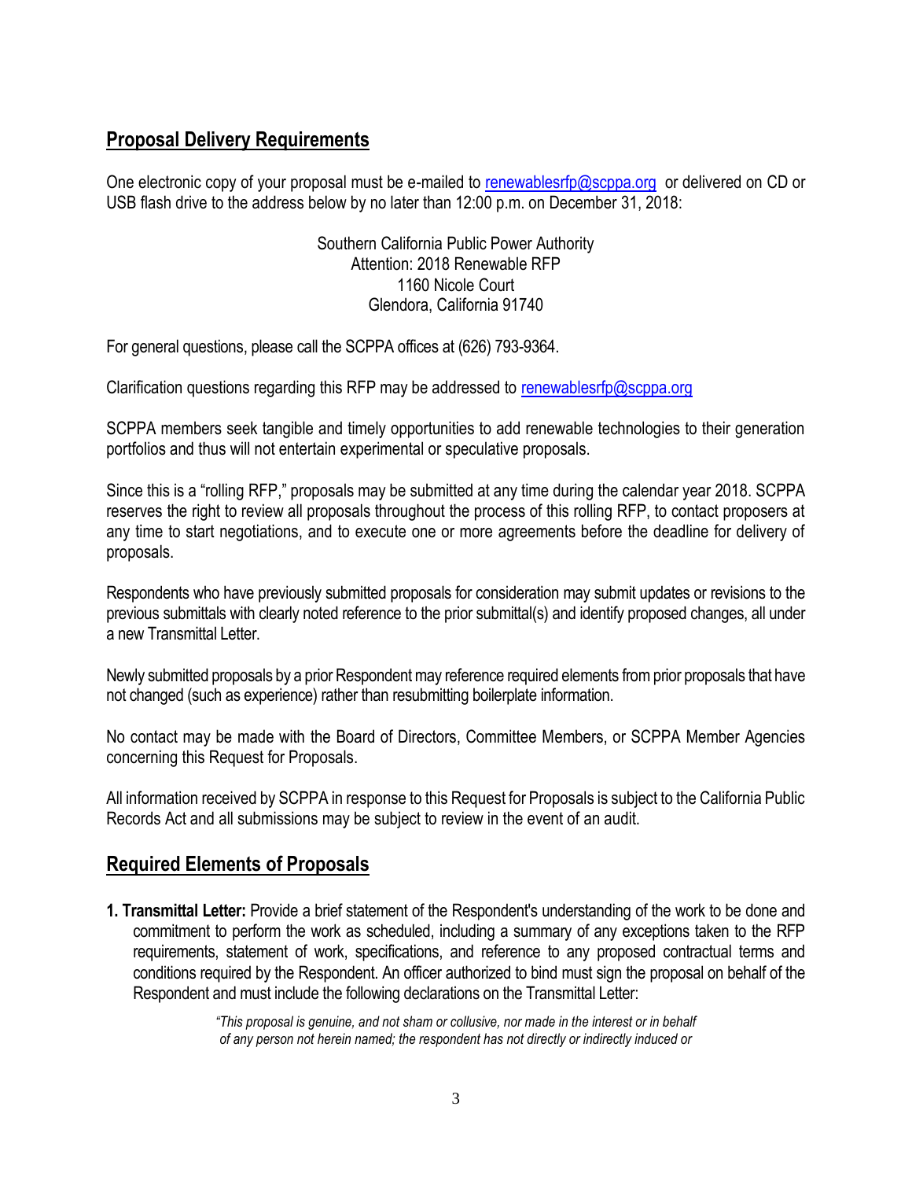## Proposal Delivery Requirements

One electronic copy of your proposal must be e-mailed to renewablesrfp@scppa.org or delivered on CD or USB flash drive to the address below by no later than 12:00 p.m. on December 31, 2018:

Southern California Public Power Authority
Attention: 2018 Renewable RFP
1160 Nicole Court
Glendora, California 91740

For general questions, please call the SCPPA offices at (626) 793-9364.

Clarification questions regarding this RFP may be addressed to renewablesrfp@scppa.org

SCPPA members seek tangible and timely opportunities to add renewable technologies to their generation portfolios and thus will not entertain experimental or speculative proposals.

Since this is a "rolling RFP," proposals may be submitted at any time during the calendar year 2018. SCPPA reserves the right to review all proposals throughout the process of this rolling RFP, to contact proposers at any time to start negotiations, and to execute one or more agreements before the deadline for delivery of proposals.

Respondents who have previously submitted proposals for consideration may submit updates or revisions to the previous submittals with clearly noted reference to the prior submittal(s) and identify proposed changes, all under a new Transmittal Letter.

Newly submitted proposals by a prior Respondent may reference required elements from prior proposals that have not changed (such as experience) rather than resubmitting boilerplate information.

No contact may be made with the Board of Directors, Committee Members, or SCPPA Member Agencies concerning this Request for Proposals.

All information received by SCPPA in response to this Request for Proposals is subject to the California Public Records Act and all submissions may be subject to review in the event of an audit.

## Required Elements of Proposals

**1. Transmittal Letter:** Provide a brief statement of the Respondent's understanding of the work to be done and commitment to perform the work as scheduled, including a summary of any exceptions taken to the RFP requirements, statement of work, specifications, and reference to any proposed contractual terms and conditions required by the Respondent. An officer authorized to bind must sign the proposal on behalf of the Respondent and must include the following declarations on the Transmittal Letter:

> *"This proposal is genuine, and not sham or collusive, nor made in the interest or in behalf of any person not herein named; the respondent has not directly or indirectly induced or*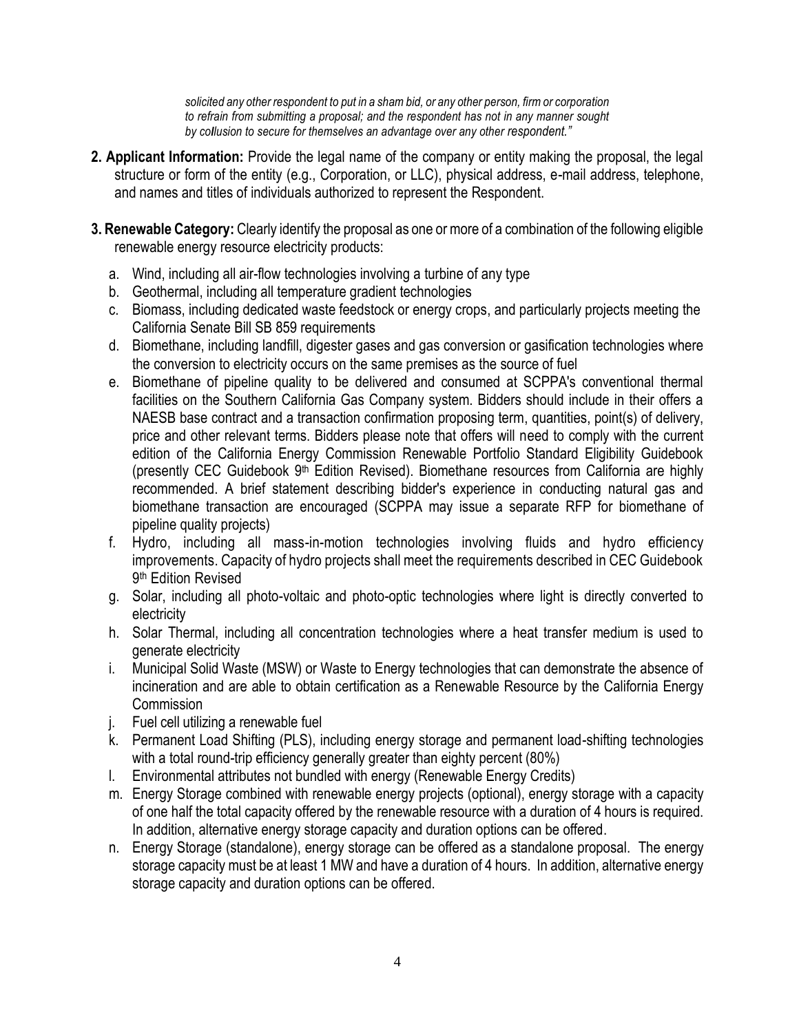*solicited any other respondent to put in a sham bid, or any other person, firm or corporation to refrain from submitting a proposal; and the respondent has not in any manner sought by collusion to secure for themselves an advantage over any other respondent."*

**2. Applicant Information:** Provide the legal name of the company or entity making the proposal, the legal structure or form of the entity (e.g., Corporation, or LLC), physical address, e-mail address, telephone, and names and titles of individuals authorized to represent the Respondent.

**3. Renewable Category:** Clearly identify the proposal as one or more of a combination of the following eligible renewable energy resource electricity products:

a. Wind, including all air-flow technologies involving a turbine of any type
b. Geothermal, including all temperature gradient technologies
c. Biomass, including dedicated waste feedstock or energy crops, and particularly projects meeting the California Senate Bill SB 859 requirements
d. Biomethane, including landfill, digester gases and gas conversion or gasification technologies where the conversion to electricity occurs on the same premises as the source of fuel
e. Biomethane of pipeline quality to be delivered and consumed at SCPPA's conventional thermal facilities on the Southern California Gas Company system. Bidders should include in their offers a NAESB base contract and a transaction confirmation proposing term, quantities, point(s) of delivery, price and other relevant terms. Bidders please note that offers will need to comply with the current edition of the California Energy Commission Renewable Portfolio Standard Eligibility Guidebook (presently CEC Guidebook 9th Edition Revised). Biomethane resources from California are highly recommended. A brief statement describing bidder's experience in conducting natural gas and biomethane transaction are encouraged (SCPPA may issue a separate RFP for biomethane of pipeline quality projects)
f. Hydro, including all mass-in-motion technologies involving fluids and hydro efficiency improvements. Capacity of hydro projects shall meet the requirements described in CEC Guidebook 9th Edition Revised
g. Solar, including all photo-voltaic and photo-optic technologies where light is directly converted to electricity
h. Solar Thermal, including all concentration technologies where a heat transfer medium is used to generate electricity
i. Municipal Solid Waste (MSW) or Waste to Energy technologies that can demonstrate the absence of incineration and are able to obtain certification as a Renewable Resource by the California Energy Commission
j. Fuel cell utilizing a renewable fuel
k. Permanent Load Shifting (PLS), including energy storage and permanent load-shifting technologies with a total round-trip efficiency generally greater than eighty percent (80%)
l. Environmental attributes not bundled with energy (Renewable Energy Credits)
m. Energy Storage combined with renewable energy projects (optional), energy storage with a capacity of one half the total capacity offered by the renewable resource with a duration of 4 hours is required. In addition, alternative energy storage capacity and duration options can be offered.
n. Energy Storage (standalone), energy storage can be offered as a standalone proposal. The energy storage capacity must be at least 1 MW and have a duration of 4 hours. In addition, alternative energy storage capacity and duration options can be offered.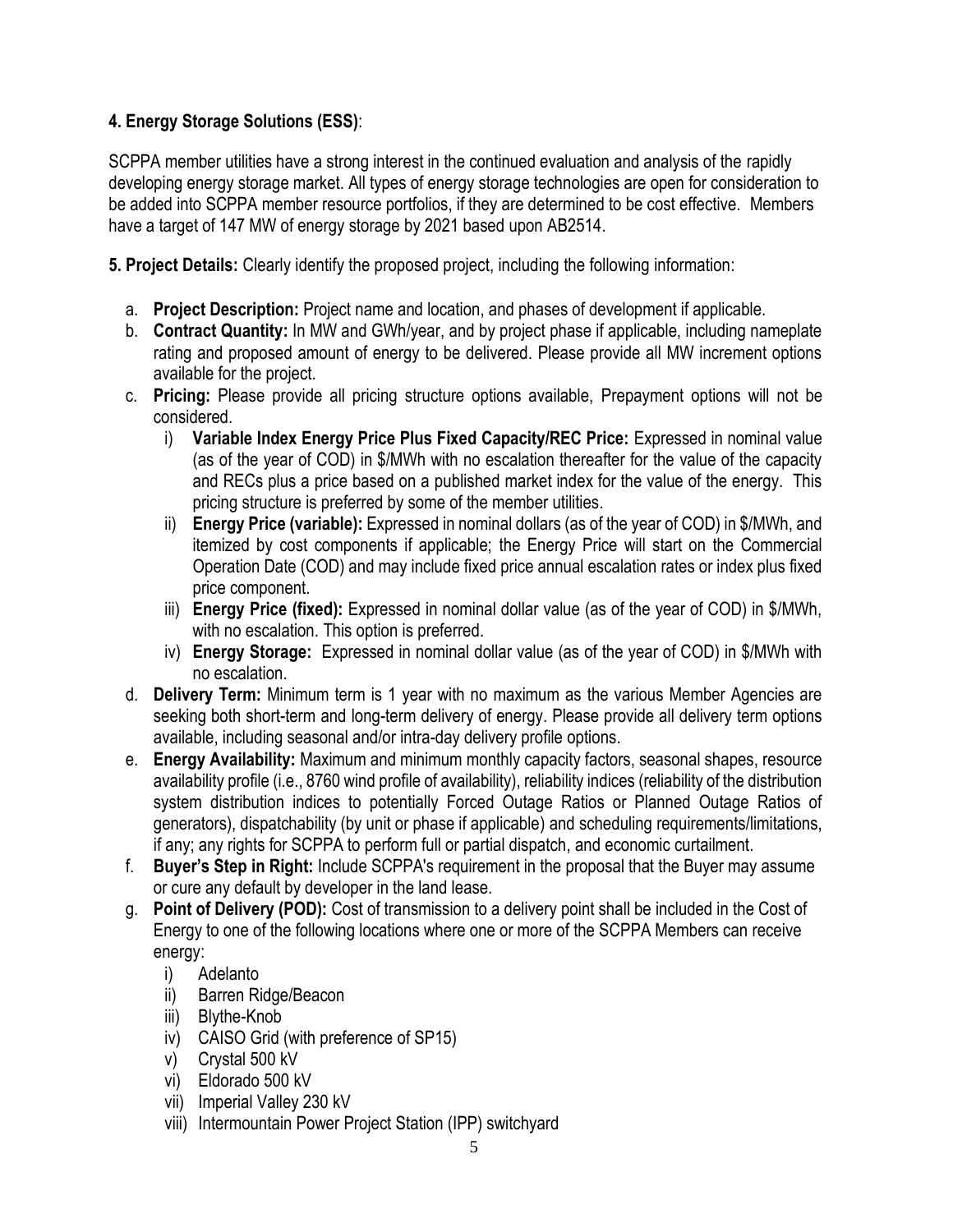**4. Energy Storage Solutions (ESS)**:

SCPPA member utilities have a strong interest in the continued evaluation and analysis of the rapidly developing energy storage market. All types of energy storage technologies are open for consideration to be added into SCPPA member resource portfolios, if they are determined to be cost effective. Members have a target of 147 MW of energy storage by 2021 based upon AB2514.

**5. Project Details:** Clearly identify the proposed project, including the following information:

a. **Project Description:** Project name and location, and phases of development if applicable.
b. **Contract Quantity:** In MW and GWh/year, and by project phase if applicable, including nameplate rating and proposed amount of energy to be delivered. Please provide all MW increment options available for the project.
c. **Pricing:** Please provide all pricing structure options available, Prepayment options will not be considered.
   i) **Variable Index Energy Price Plus Fixed Capacity/REC Price:** Expressed in nominal value (as of the year of COD) in $/MWh with no escalation thereafter for the value of the capacity and RECs plus a price based on a published market index for the value of the energy. This pricing structure is preferred by some of the member utilities.
   ii) **Energy Price (variable):** Expressed in nominal dollars (as of the year of COD) in $/MWh, and itemized by cost components if applicable; the Energy Price will start on the Commercial Operation Date (COD) and may include fixed price annual escalation rates or index plus fixed price component.
   iii) **Energy Price (fixed):** Expressed in nominal dollar value (as of the year of COD) in $/MWh, with no escalation. This option is preferred.
   iv) **Energy Storage:** Expressed in nominal dollar value (as of the year of COD) in $/MWh with no escalation.
d. **Delivery Term:** Minimum term is 1 year with no maximum as the various Member Agencies are seeking both short-term and long-term delivery of energy. Please provide all delivery term options available, including seasonal and/or intra-day delivery profile options.
e. **Energy Availability:** Maximum and minimum monthly capacity factors, seasonal shapes, resource availability profile (i.e., 8760 wind profile of availability), reliability indices (reliability of the distribution system distribution indices to potentially Forced Outage Ratios or Planned Outage Ratios of generators), dispatchability (by unit or phase if applicable) and scheduling requirements/limitations, if any; any rights for SCPPA to perform full or partial dispatch, and economic curtailment.
f. **Buyer's Step in Right:** Include SCPPA's requirement in the proposal that the Buyer may assume or cure any default by developer in the land lease.
g. **Point of Delivery (POD):** Cost of transmission to a delivery point shall be included in the Cost of Energy to one of the following locations where one or more of the SCPPA Members can receive energy:
   i) Adelanto
   ii) Barren Ridge/Beacon
   iii) Blythe-Knob
   iv) CAISO Grid (with preference of SP15)
   v) Crystal 500 kV
   vi) Eldorado 500 kV
   vii) Imperial Valley 230 kV
   viii) Intermountain Power Project Station (IPP) switchyard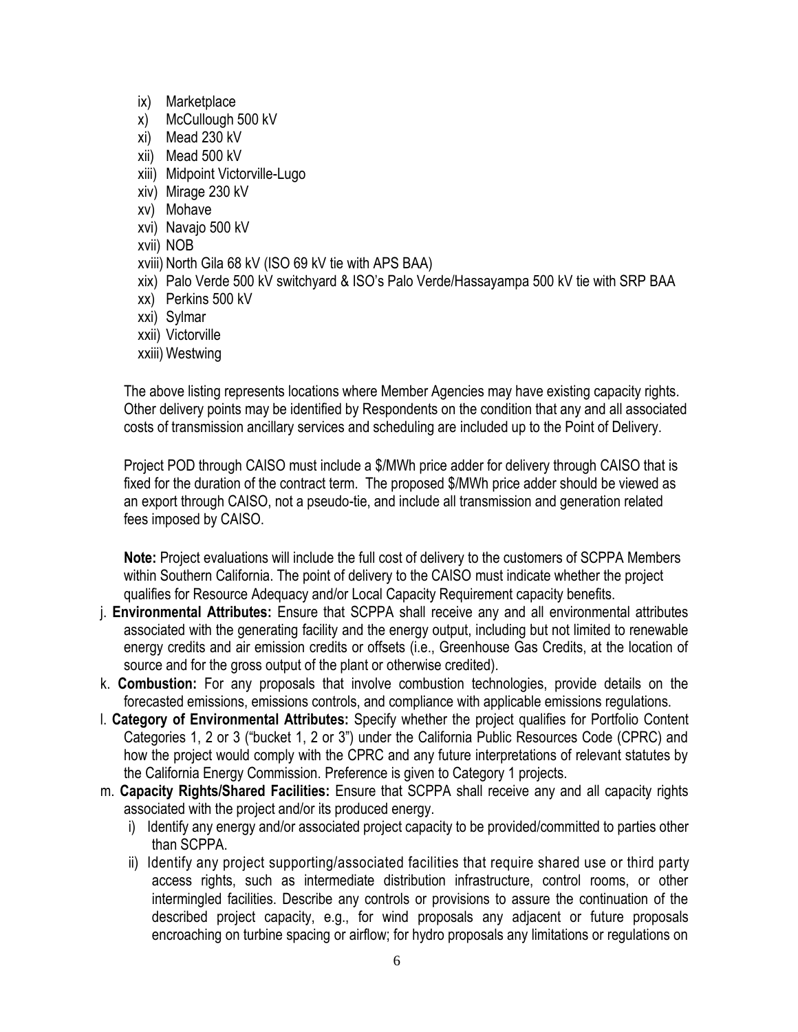ix) Marketplace
x) McCullough 500 kV
xi) Mead 230 kV
xii) Mead 500 kV
xiii) Midpoint Victorville-Lugo
xiv) Mirage 230 kV
xv) Mohave
xvi) Navajo 500 kV
xvii) NOB
xviii) North Gila 68 kV (ISO 69 kV tie with APS BAA)
xix) Palo Verde 500 kV switchyard & ISO's Palo Verde/Hassayampa 500 kV tie with SRP BAA
xx) Perkins 500 kV
xxi) Sylmar
xxii) Victorville
xxiii) Westwing

The above listing represents locations where Member Agencies may have existing capacity rights. Other delivery points may be identified by Respondents on the condition that any and all associated costs of transmission ancillary services and scheduling are included up to the Point of Delivery.

Project POD through CAISO must include a $/MWh price adder for delivery through CAISO that is fixed for the duration of the contract term. The proposed $/MWh price adder should be viewed as an export through CAISO, not a pseudo-tie, and include all transmission and generation related fees imposed by CAISO.

**Note:** Project evaluations will include the full cost of delivery to the customers of SCPPA Members within Southern California. The point of delivery to the CAISO must indicate whether the project qualifies for Resource Adequacy and/or Local Capacity Requirement capacity benefits.

j. **Environmental Attributes:** Ensure that SCPPA shall receive any and all environmental attributes associated with the generating facility and the energy output, including but not limited to renewable energy credits and air emission credits or offsets (i.e., Greenhouse Gas Credits, at the location of source and for the gross output of the plant or otherwise credited).

k. **Combustion:** For any proposals that involve combustion technologies, provide details on the forecasted emissions, emissions controls, and compliance with applicable emissions regulations.

l. **Category of Environmental Attributes:** Specify whether the project qualifies for Portfolio Content Categories 1, 2 or 3 ("bucket 1, 2 or 3") under the California Public Resources Code (CPRC) and how the project would comply with the CPRC and any future interpretations of relevant statutes by the California Energy Commission. Preference is given to Category 1 projects.

m. **Capacity Rights/Shared Facilities:** Ensure that SCPPA shall receive any and all capacity rights associated with the project and/or its produced energy.

i) Identify any energy and/or associated project capacity to be provided/committed to parties other than SCPPA.

ii) Identify any project supporting/associated facilities that require shared use or third party access rights, such as intermediate distribution infrastructure, control rooms, or other intermingled facilities. Describe any controls or provisions to assure the continuation of the described project capacity, e.g., for wind proposals any adjacent or future proposals encroaching on turbine spacing or airflow; for hydro proposals any limitations or regulations on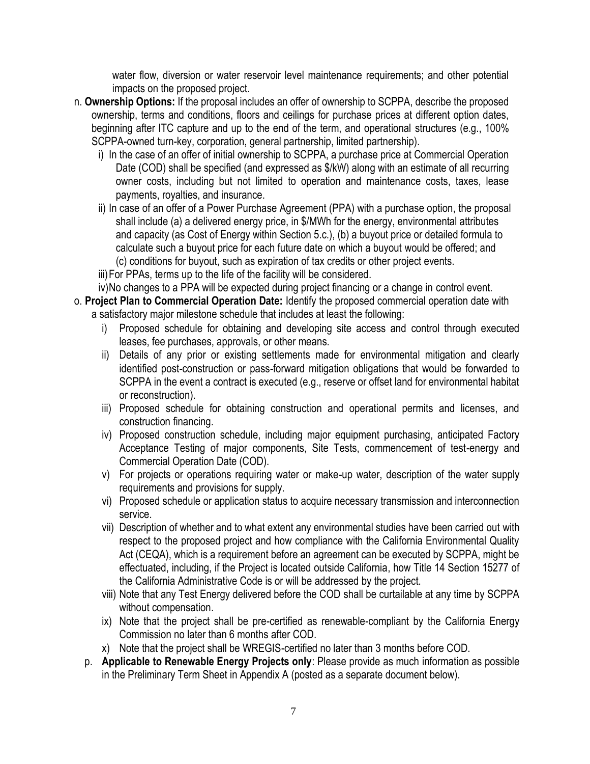water flow, diversion or water reservoir level maintenance requirements; and other potential impacts on the proposed project.

n. **Ownership Options:** If the proposal includes an offer of ownership to SCPPA, describe the proposed ownership, terms and conditions, floors and ceilings for purchase prices at different option dates, beginning after ITC capture and up to the end of the term, and operational structures (e.g., 100% SCPPA-owned turn-key, corporation, general partnership, limited partnership).
   - i) In the case of an offer of initial ownership to SCPPA, a purchase price at Commercial Operation Date (COD) shall be specified (and expressed as $/kW) along with an estimate of all recurring owner costs, including but not limited to operation and maintenance costs, taxes, lease payments, royalties, and insurance.
   - ii) In case of an offer of a Power Purchase Agreement (PPA) with a purchase option, the proposal shall include (a) a delivered energy price, in $/MWh for the energy, environmental attributes and capacity (as Cost of Energy within Section 5.c.), (b) a buyout price or detailed formula to calculate such a buyout price for each future date on which a buyout would be offered; and (c) conditions for buyout, such as expiration of tax credits or other project events.
   - iii) For PPAs, terms up to the life of the facility will be considered.
   - iv) No changes to a PPA will be expected during project financing or a change in control event.

o. **Project Plan to Commercial Operation Date:** Identify the proposed commercial operation date with a satisfactory major milestone schedule that includes at least the following:
   - i) Proposed schedule for obtaining and developing site access and control through executed leases, fee purchases, approvals, or other means.
   - ii) Details of any prior or existing settlements made for environmental mitigation and clearly identified post-construction or pass-forward mitigation obligations that would be forwarded to SCPPA in the event a contract is executed (e.g., reserve or offset land for environmental habitat or reconstruction).
   - iii) Proposed schedule for obtaining construction and operational permits and licenses, and construction financing.
   - iv) Proposed construction schedule, including major equipment purchasing, anticipated Factory Acceptance Testing of major components, Site Tests, commencement of test-energy and Commercial Operation Date (COD).
   - v) For projects or operations requiring water or make-up water, description of the water supply requirements and provisions for supply.
   - vi) Proposed schedule or application status to acquire necessary transmission and interconnection service.
   - vii) Description of whether and to what extent any environmental studies have been carried out with respect to the proposed project and how compliance with the California Environmental Quality Act (CEQA), which is a requirement before an agreement can be executed by SCPPA, might be effectuated, including, if the Project is located outside California, how Title 14 Section 15277 of the California Administrative Code is or will be addressed by the project.
   - viii) Note that any Test Energy delivered before the COD shall be curtailable at any time by SCPPA without compensation.
   - ix) Note that the project shall be pre-certified as renewable-compliant by the California Energy Commission no later than 6 months after COD.
   - x) Note that the project shall be WREGIS-certified no later than 3 months before COD.

p. **Applicable to Renewable Energy Projects only**: Please provide as much information as possible in the Preliminary Term Sheet in Appendix A (posted as a separate document below).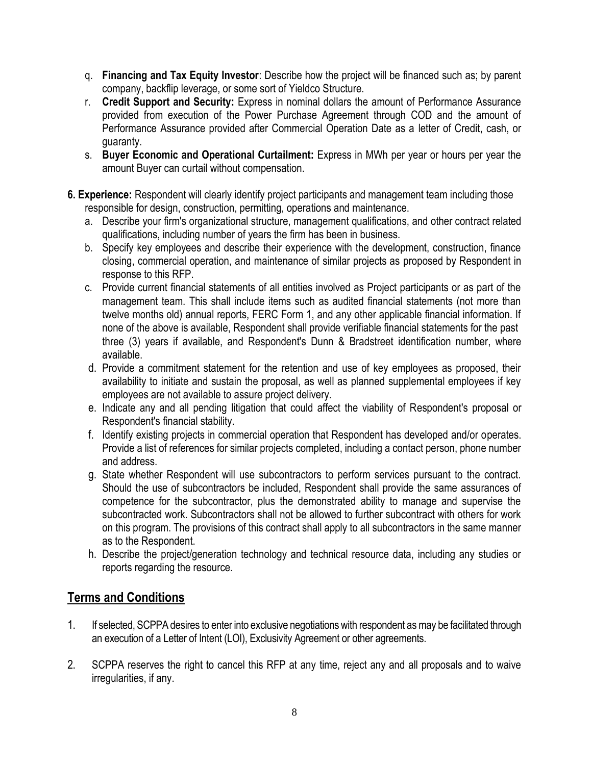q. **Financing and Tax Equity Investor**: Describe how the project will be financed such as; by parent company, backflip leverage, or some sort of Yieldco Structure.

r. **Credit Support and Security:** Express in nominal dollars the amount of Performance Assurance provided from execution of the Power Purchase Agreement through COD and the amount of Performance Assurance provided after Commercial Operation Date as a letter of Credit, cash, or guaranty.

s. **Buyer Economic and Operational Curtailment:** Express in MWh per year or hours per year the amount Buyer can curtail without compensation.

**6. Experience:** Respondent will clearly identify project participants and management team including those responsible for design, construction, permitting, operations and maintenance.

a. Describe your firm's organizational structure, management qualifications, and other contract related qualifications, including number of years the firm has been in business.

b. Specify key employees and describe their experience with the development, construction, finance closing, commercial operation, and maintenance of similar projects as proposed by Respondent in response to this RFP.

c. Provide current financial statements of all entities involved as Project participants or as part of the management team. This shall include items such as audited financial statements (not more than twelve months old) annual reports, FERC Form 1, and any other applicable financial information. If none of the above is available, Respondent shall provide verifiable financial statements for the past three (3) years if available, and Respondent's Dunn & Bradstreet identification number, where available.

d. Provide a commitment statement for the retention and use of key employees as proposed, their availability to initiate and sustain the proposal, as well as planned supplemental employees if key employees are not available to assure project delivery.

e. Indicate any and all pending litigation that could affect the viability of Respondent's proposal or Respondent's financial stability.

f. Identify existing projects in commercial operation that Respondent has developed and/or operates. Provide a list of references for similar projects completed, including a contact person, phone number and address.

g. State whether Respondent will use subcontractors to perform services pursuant to the contract. Should the use of subcontractors be included, Respondent shall provide the same assurances of competence for the subcontractor, plus the demonstrated ability to manage and supervise the subcontracted work. Subcontractors shall not be allowed to further subcontract with others for work on this program. The provisions of this contract shall apply to all subcontractors in the same manner as to the Respondent.

h. Describe the project/generation technology and technical resource data, including any studies or reports regarding the resource.

## Terms and Conditions

1. If selected, SCPPA desires to enter into exclusive negotiations with respondent as may be facilitated through an execution of a Letter of Intent (LOI), Exclusivity Agreement or other agreements.

2. SCPPA reserves the right to cancel this RFP at any time, reject any and all proposals and to waive irregularities, if any.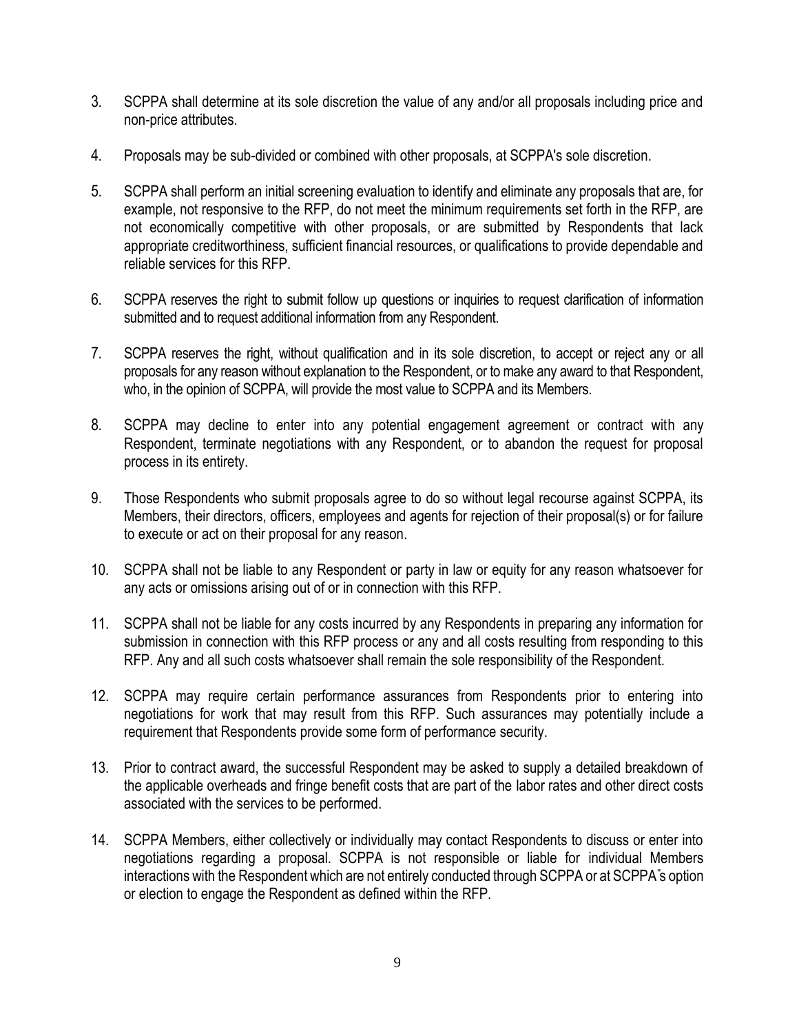3. SCPPA shall determine at its sole discretion the value of any and/or all proposals including price and non-price attributes.

4. Proposals may be sub-divided or combined with other proposals, at SCPPA's sole discretion.

5. SCPPA shall perform an initial screening evaluation to identify and eliminate any proposals that are, for example, not responsive to the RFP, do not meet the minimum requirements set forth in the RFP, are not economically competitive with other proposals, or are submitted by Respondents that lack appropriate creditworthiness, sufficient financial resources, or qualifications to provide dependable and reliable services for this RFP.

6. SCPPA reserves the right to submit follow up questions or inquiries to request clarification of information submitted and to request additional information from any Respondent.

7. SCPPA reserves the right, without qualification and in its sole discretion, to accept or reject any or all proposals for any reason without explanation to the Respondent, or to make any award to that Respondent, who, in the opinion of SCPPA, will provide the most value to SCPPA and its Members.

8. SCPPA may decline to enter into any potential engagement agreement or contract with any Respondent, terminate negotiations with any Respondent, or to abandon the request for proposal process in its entirety.

9. Those Respondents who submit proposals agree to do so without legal recourse against SCPPA, its Members, their directors, officers, employees and agents for rejection of their proposal(s) or for failure to execute or act on their proposal for any reason.

10. SCPPA shall not be liable to any Respondent or party in law or equity for any reason whatsoever for any acts or omissions arising out of or in connection with this RFP.

11. SCPPA shall not be liable for any costs incurred by any Respondents in preparing any information for submission in connection with this RFP process or any and all costs resulting from responding to this RFP. Any and all such costs whatsoever shall remain the sole responsibility of the Respondent.

12. SCPPA may require certain performance assurances from Respondents prior to entering into negotiations for work that may result from this RFP. Such assurances may potentially include a requirement that Respondents provide some form of performance security.

13. Prior to contract award, the successful Respondent may be asked to supply a detailed breakdown of the applicable overheads and fringe benefit costs that are part of the labor rates and other direct costs associated with the services to be performed.

14. SCPPA Members, either collectively or individually may contact Respondents to discuss or enter into negotiations regarding a proposal. SCPPA is not responsible or liable for individual Members interactions with the Respondent which are not entirely conducted through SCPPA or at SCPPA's option or election to engage the Respondent as defined within the RFP.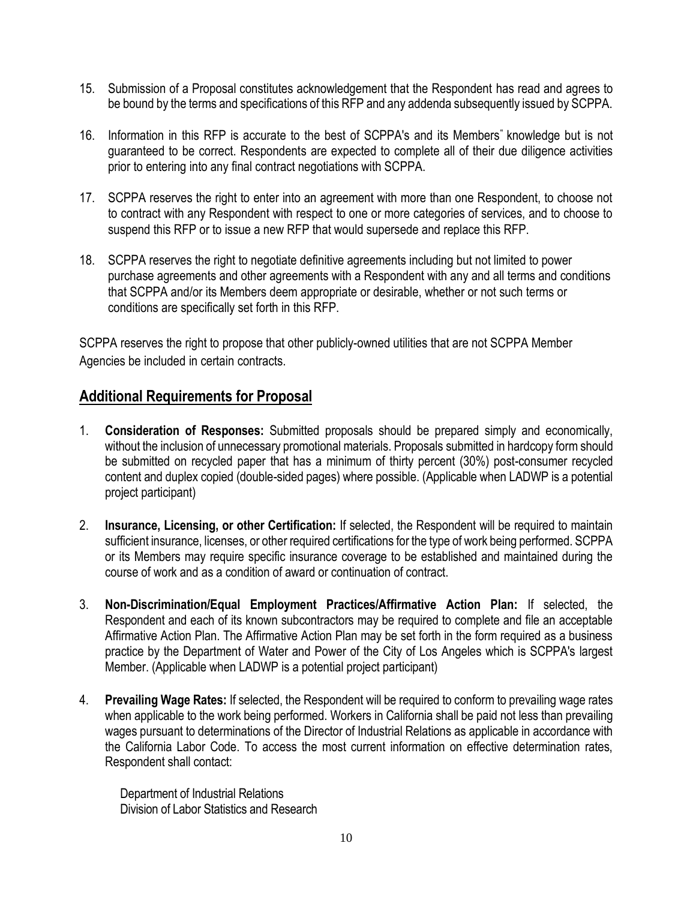15. Submission of a Proposal constitutes acknowledgement that the Respondent has read and agrees to be bound by the terms and specifications of this RFP and any addenda subsequently issued by SCPPA.

16. Information in this RFP is accurate to the best of SCPPA's and its Members" knowledge but is not guaranteed to be correct. Respondents are expected to complete all of their due diligence activities prior to entering into any final contract negotiations with SCPPA.

17. SCPPA reserves the right to enter into an agreement with more than one Respondent, to choose not to contract with any Respondent with respect to one or more categories of services, and to choose to suspend this RFP or to issue a new RFP that would supersede and replace this RFP.

18. SCPPA reserves the right to negotiate definitive agreements including but not limited to power purchase agreements and other agreements with a Respondent with any and all terms and conditions that SCPPA and/or its Members deem appropriate or desirable, whether or not such terms or conditions are specifically set forth in this RFP.

SCPPA reserves the right to propose that other publicly-owned utilities that are not SCPPA Member Agencies be included in certain contracts.

## Additional Requirements for Proposal

1. **Consideration of Responses:** Submitted proposals should be prepared simply and economically, without the inclusion of unnecessary promotional materials. Proposals submitted in hardcopy form should be submitted on recycled paper that has a minimum of thirty percent (30%) post-consumer recycled content and duplex copied (double-sided pages) where possible. (Applicable when LADWP is a potential project participant)

2. **Insurance, Licensing, or other Certification:** If selected, the Respondent will be required to maintain sufficient insurance, licenses, or other required certifications for the type of work being performed. SCPPA or its Members may require specific insurance coverage to be established and maintained during the course of work and as a condition of award or continuation of contract.

3. **Non-Discrimination/Equal Employment Practices/Affirmative Action Plan:** If selected, the Respondent and each of its known subcontractors may be required to complete and file an acceptable Affirmative Action Plan. The Affirmative Action Plan may be set forth in the form required as a business practice by the Department of Water and Power of the City of Los Angeles which is SCPPA's largest Member. (Applicable when LADWP is a potential project participant)

4. **Prevailing Wage Rates:** If selected, the Respondent will be required to conform to prevailing wage rates when applicable to the work being performed. Workers in California shall be paid not less than prevailing wages pursuant to determinations of the Director of Industrial Relations as applicable in accordance with the California Labor Code. To access the most current information on effective determination rates, Respondent shall contact:

   Department of Industrial Relations
   Division of Labor Statistics and Research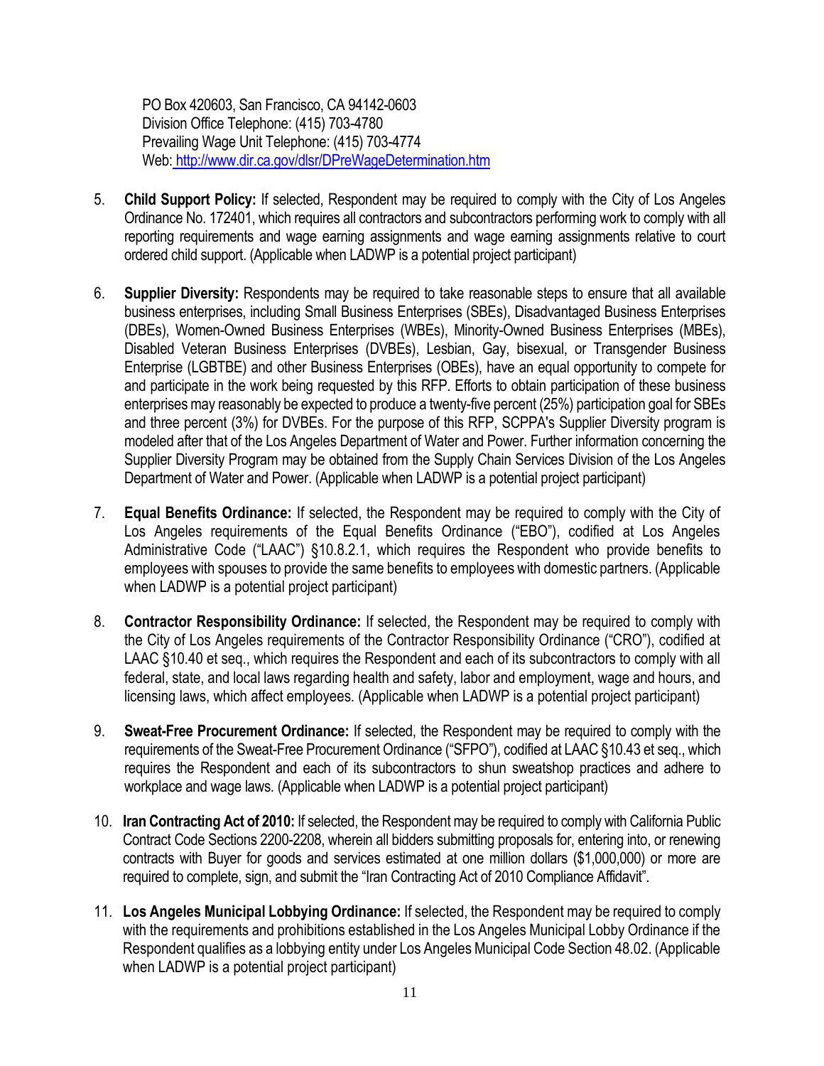PO Box 420603, San Francisco, CA 94142-0603
Division Office Telephone: (415) 703-4780
Prevailing Wage Unit Telephone: (415) 703-4774
Web: http://www.dir.ca.gov/dlsr/DPreWageDetermination.htm

5. **Child Support Policy:** If selected, Respondent may be required to comply with the City of Los Angeles Ordinance No. 172401, which requires all contractors and subcontractors performing work to comply with all reporting requirements and wage earning assignments and wage earning assignments relative to court ordered child support. (Applicable when LADWP is a potential project participant)

6. **Supplier Diversity:** Respondents may be required to take reasonable steps to ensure that all available business enterprises, including Small Business Enterprises (SBEs), Disadvantaged Business Enterprises (DBEs), Women-Owned Business Enterprises (WBEs), Minority-Owned Business Enterprises (MBEs), Disabled Veteran Business Enterprises (DVBEs), Lesbian, Gay, bisexual, or Transgender Business Enterprise (LGBTBE) and other Business Enterprises (OBEs), have an equal opportunity to compete for and participate in the work being requested by this RFP. Efforts to obtain participation of these business enterprises may reasonably be expected to produce a twenty-five percent (25%) participation goal for SBEs and three percent (3%) for DVBEs. For the purpose of this RFP, SCPPA's Supplier Diversity program is modeled after that of the Los Angeles Department of Water and Power. Further information concerning the Supplier Diversity Program may be obtained from the Supply Chain Services Division of the Los Angeles Department of Water and Power. (Applicable when LADWP is a potential project participant)

7. **Equal Benefits Ordinance:** If selected, the Respondent may be required to comply with the City of Los Angeles requirements of the Equal Benefits Ordinance ("EBO"), codified at Los Angeles Administrative Code ("LAAC") §10.8.2.1, which requires the Respondent who provide benefits to employees with spouses to provide the same benefits to employees with domestic partners. (Applicable when LADWP is a potential project participant)

8. **Contractor Responsibility Ordinance:** If selected, the Respondent may be required to comply with the City of Los Angeles requirements of the Contractor Responsibility Ordinance ("CRO"), codified at LAAC §10.40 et seq., which requires the Respondent and each of its subcontractors to comply with all federal, state, and local laws regarding health and safety, labor and employment, wage and hours, and licensing laws, which affect employees. (Applicable when LADWP is a potential project participant)

9. **Sweat-Free Procurement Ordinance:** If selected, the Respondent may be required to comply with the requirements of the Sweat-Free Procurement Ordinance ("SFPO"), codified at LAAC §10.43 et seq., which requires the Respondent and each of its subcontractors to shun sweatshop practices and adhere to workplace and wage laws. (Applicable when LADWP is a potential project participant)

10. **Iran Contracting Act of 2010:** If selected, the Respondent may be required to comply with California Public Contract Code Sections 2200-2208, wherein all bidders submitting proposals for, entering into, or renewing contracts with Buyer for goods and services estimated at one million dollars ($1,000,000) or more are required to complete, sign, and submit the "Iran Contracting Act of 2010 Compliance Affidavit".

11. **Los Angeles Municipal Lobbying Ordinance:** If selected, the Respondent may be required to comply with the requirements and prohibitions established in the Los Angeles Municipal Lobby Ordinance if the Respondent qualifies as a lobbying entity under Los Angeles Municipal Code Section 48.02. (Applicable when LADWP is a potential project participant)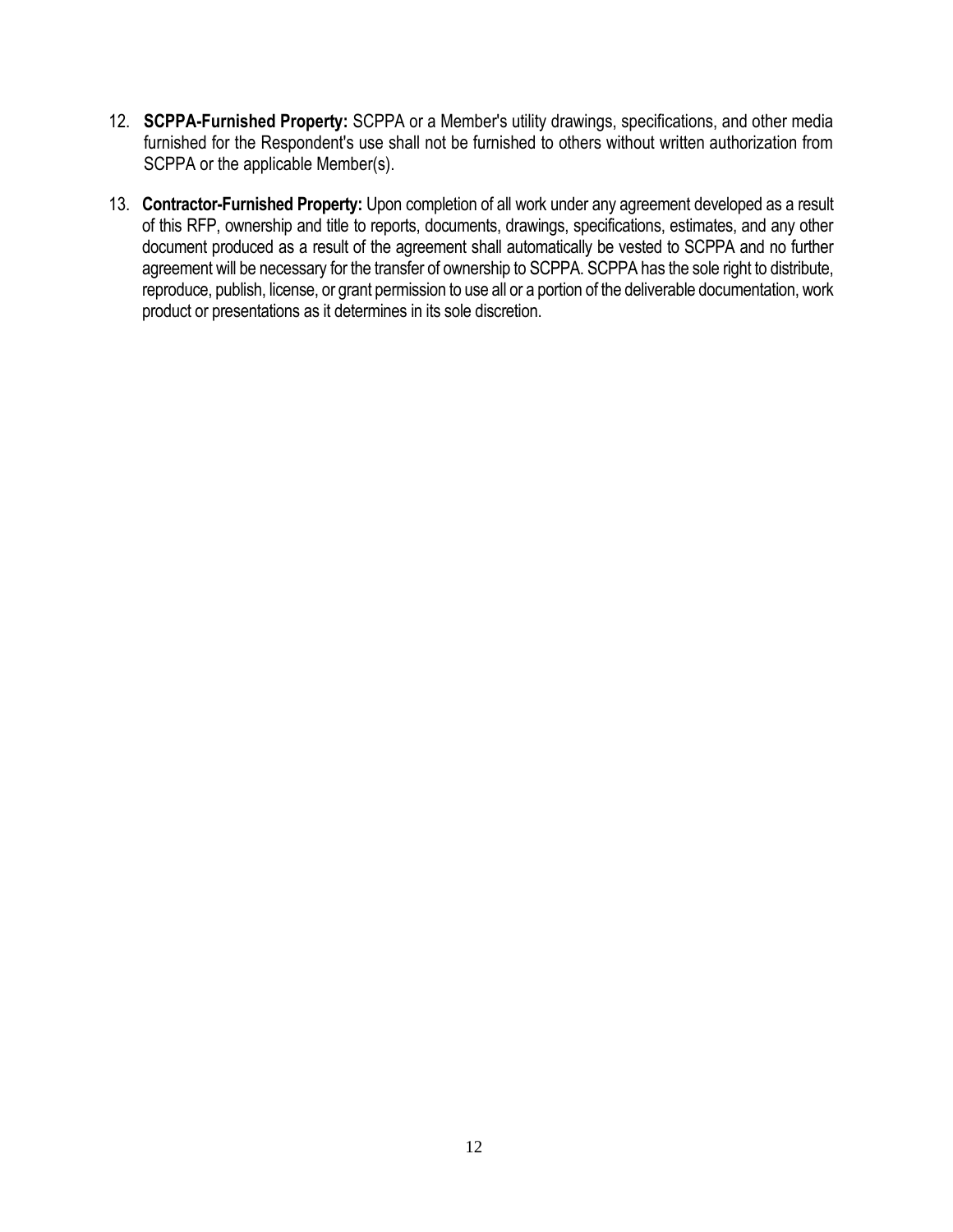12. **SCPPA-Furnished Property:** SCPPA or a Member's utility drawings, specifications, and other media furnished for the Respondent's use shall not be furnished to others without written authorization from SCPPA or the applicable Member(s).

13. **Contractor-Furnished Property:** Upon completion of all work under any agreement developed as a result of this RFP, ownership and title to reports, documents, drawings, specifications, estimates, and any other document produced as a result of the agreement shall automatically be vested to SCPPA and no further agreement will be necessary for the transfer of ownership to SCPPA. SCPPA has the sole right to distribute, reproduce, publish, license, or grant permission to use all or a portion of the deliverable documentation, work product or presentations as it determines in its sole discretion.